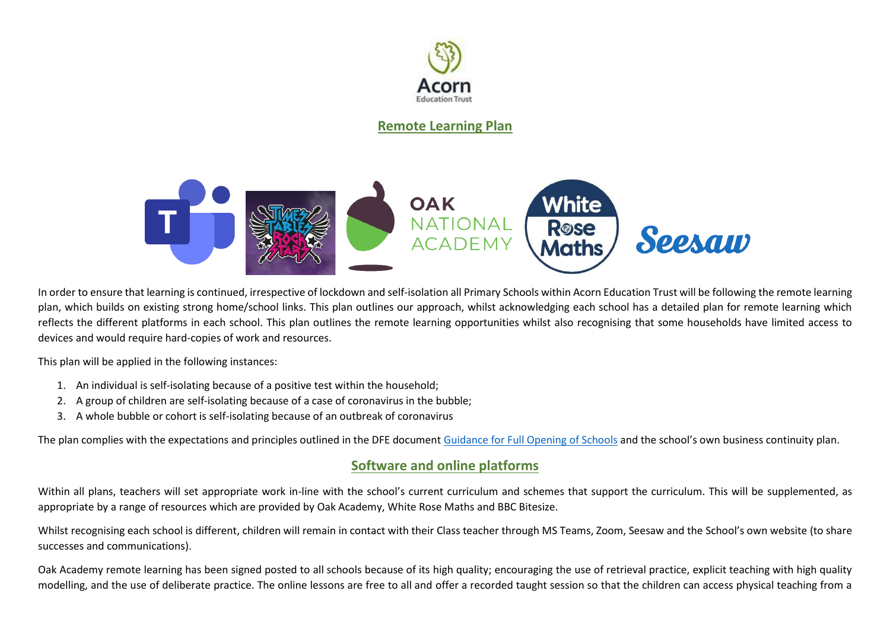## Remote Learning Plan

In order to ensure that learning is continued, irrespective of lockdown and self-isolation all Primary Schools within Acorn Education Trust will be following the remote learning plan, which builds on existing strong home/school links. This plan outlines our approach, whilst acknowledging each school has a detailed plan for remote learning which reflects the different platforms in each school. This plan outlines the remote learning opportunities whilst also recognising that some households have limited access to devices and would require hard-copies of work and resources.

This plan will be applied in the following instances:

1. An individual is self-isolating because of a positive test within the household;
2. A group of children are self-isolating because of a case of coronavirus in the bubble;
3. A whole bubble or cohort is self-isolating because of an outbreak of coronavirus

The plan complies with the expectations and principles outlined in the DFE document [Guidance for Full Opening of Schools] and the school's own business continuity plan.

## Software and online platforms

Within all plans, teachers will set appropriate work in-line with the school's current curriculum and schemes that support the curriculum. This will be supplemented, as appropriate by a range of resources which are provided by Oak Academy, White Rose Maths and BBC Bitesize.

Whilst recognising each school is different, children will remain in contact with their Class teacher through MS Teams, Zoom, Seesaw and the School's own website (to share successes and communications).

Oak Academy remote learning has been signed posted to all schools because of its high quality; encouraging the use of retrieval practice, explicit teaching with high quality modelling, and the use of deliberate practice. The online lessons are free to all and offer a recorded taught session so that the children can access physical teaching from a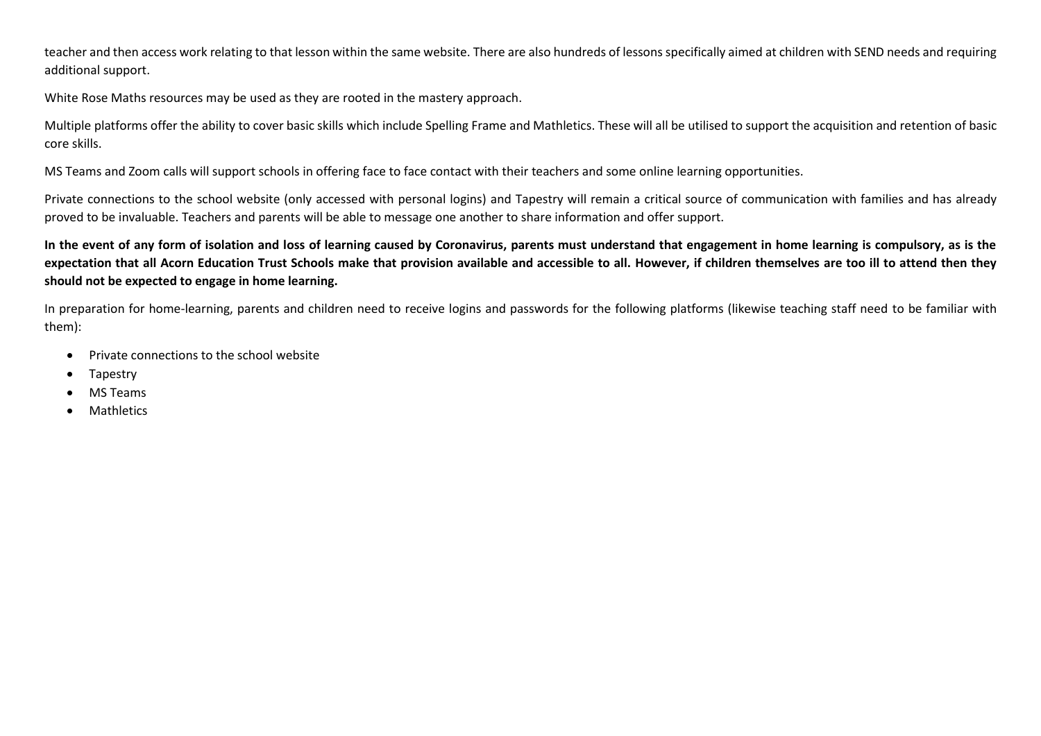teacher and then access work relating to that lesson within the same website. There are also hundreds of lessons specifically aimed at children with SEND needs and requiring additional support.

White Rose Maths resources may be used as they are rooted in the mastery approach.

Multiple platforms offer the ability to cover basic skills which include Spelling Frame and Mathletics. These will all be utilised to support the acquisition and retention of basic core skills.

MS Teams and Zoom calls will support schools in offering face to face contact with their teachers and some online learning opportunities.

Private connections to the school website (only accessed with personal logins) and Tapestry will remain a critical source of communication with families and has already proved to be invaluable. Teachers and parents will be able to message one another to share information and offer support.

**In the event of any form of isolation and loss of learning caused by Coronavirus, parents must understand that engagement in home learning is compulsory, as is the expectation that all Acorn Education Trust Schools make that provision available and accessible to all. However, if children themselves are too ill to attend then they should not be expected to engage in home learning.**

In preparation for home-learning, parents and children need to receive logins and passwords for the following platforms (likewise teaching staff need to be familiar with them):

- Private connections to the school website
- Tapestry
- MS Teams
- Mathletics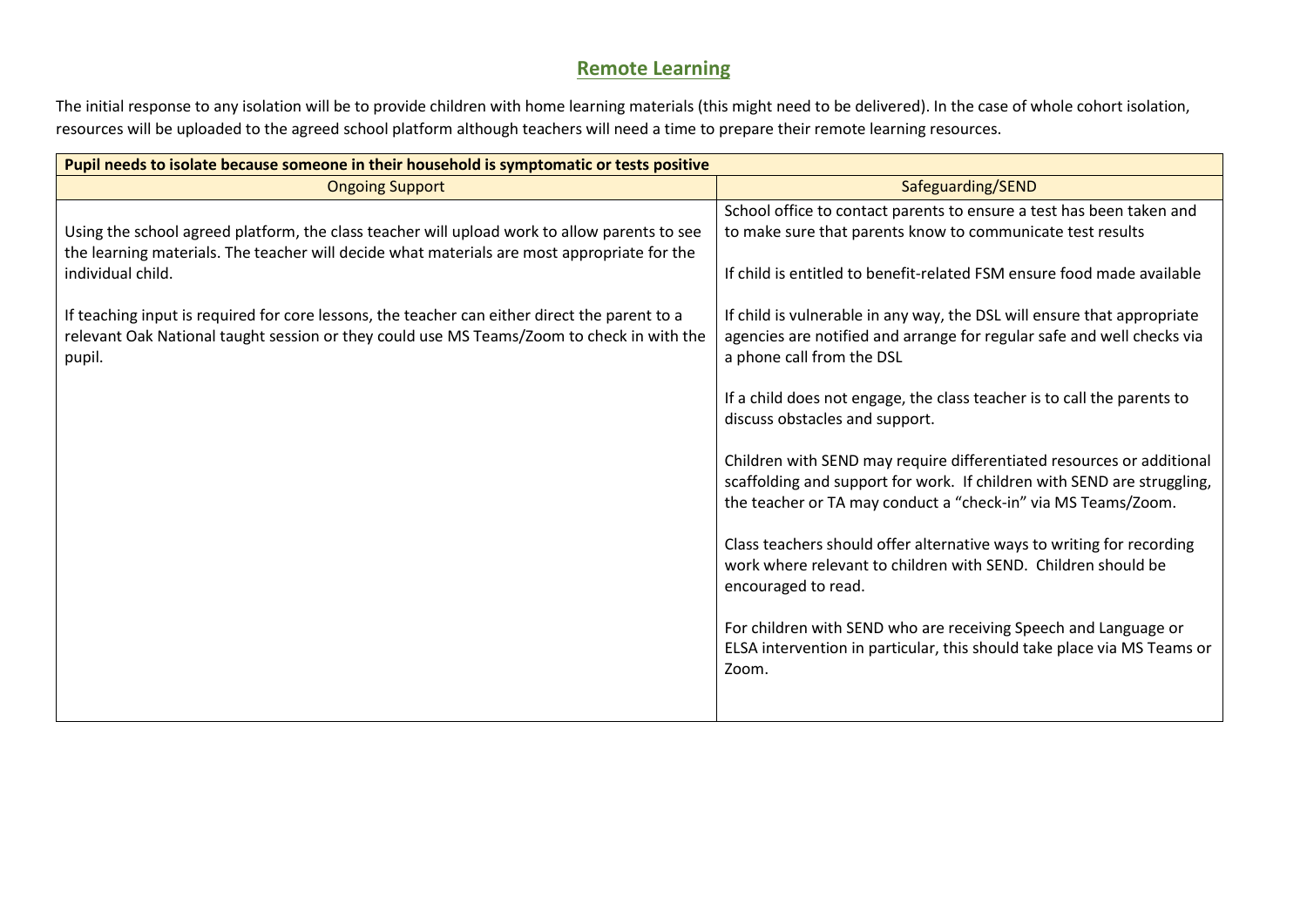## Remote Learning

The initial response to any isolation will be to provide children with home learning materials (this might need to be delivered). In the case of whole cohort isolation, resources will be uploaded to the agreed school platform although teachers will need a time to prepare their remote learning resources.

| **Pupil needs to isolate because someone in their household is symptomatic or tests positive** | |
|---|---|
| Ongoing Support | Safeguarding/SEND |
| Using the school agreed platform, the class teacher will upload work to allow parents to see the learning materials. The teacher will decide what materials are most appropriate for the individual child.<br><br>If teaching input is required for core lessons, the teacher can either direct the parent to a relevant Oak National taught session or they could use MS Teams/Zoom to check in with the pupil. | School office to contact parents to ensure a test has been taken and to make sure that parents know to communicate test results<br><br>If child is entitled to benefit-related FSM ensure food made available<br><br>If child is vulnerable in any way, the DSL will ensure that appropriate agencies are notified and arrange for regular safe and well checks via a phone call from the DSL<br><br>If a child does not engage, the class teacher is to call the parents to discuss obstacles and support.<br><br>Children with SEND may require differentiated resources or additional scaffolding and support for work. If children with SEND are struggling, the teacher or TA may conduct a "check-in" via MS Teams/Zoom.<br><br>Class teachers should offer alternative ways to writing for recording work where relevant to children with SEND. Children should be encouraged to read.<br><br>For children with SEND who are receiving Speech and Language or ELSA intervention in particular, this should take place via MS Teams or Zoom. |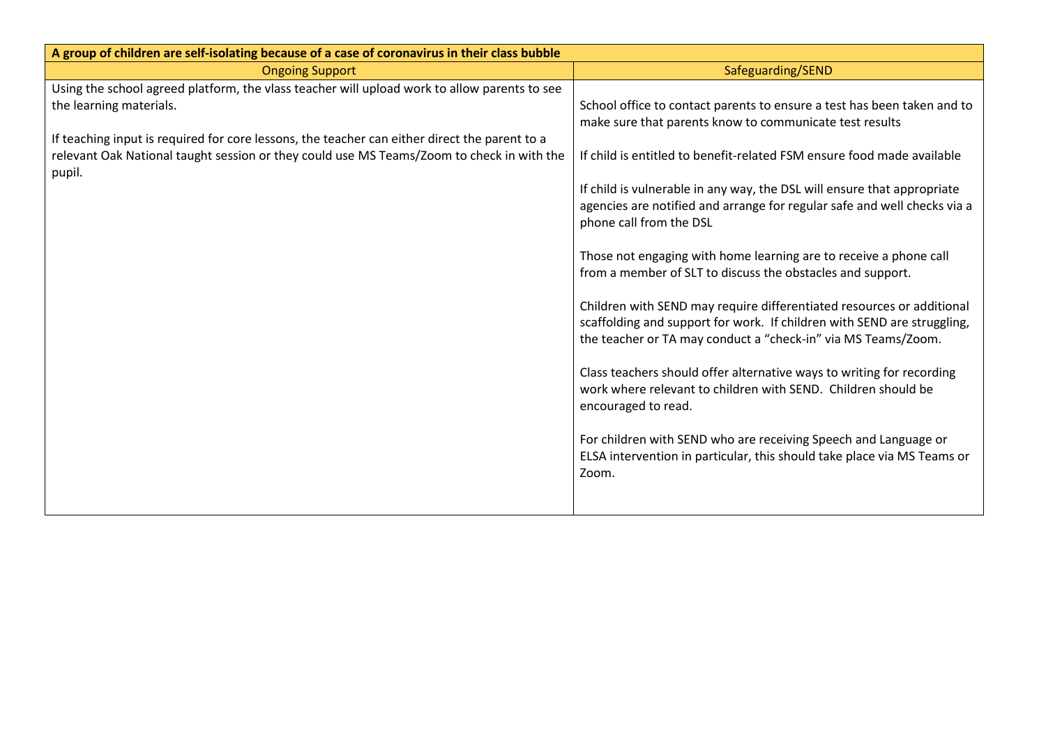| A group of children are self-isolating because of a case of coronavirus in their class bubble | |
|---|---|
| Ongoing Support | Safeguarding/SEND |
| Using the school agreed platform, the vlass teacher will upload work to allow parents to see the learning materials.<br><br>If teaching input is required for core lessons, the teacher can either direct the parent to a relevant Oak National taught session or they could use MS Teams/Zoom to check in with the pupil. | School office to contact parents to ensure a test has been taken and to make sure that parents know to communicate test results<br><br>If child is entitled to benefit-related FSM ensure food made available<br><br>If child is vulnerable in any way, the DSL will ensure that appropriate agencies are notified and arrange for regular safe and well checks via a phone call from the DSL<br><br>Those not engaging with home learning are to receive a phone call from a member of SLT to discuss the obstacles and support.<br><br>Children with SEND may require differentiated resources or additional scaffolding and support for work. If children with SEND are struggling, the teacher or TA may conduct a "check-in" via MS Teams/Zoom.<br><br>Class teachers should offer alternative ways to writing for recording work where relevant to children with SEND. Children should be encouraged to read.<br><br>For children with SEND who are receiving Speech and Language or ELSA intervention in particular, this should take place via MS Teams or Zoom. |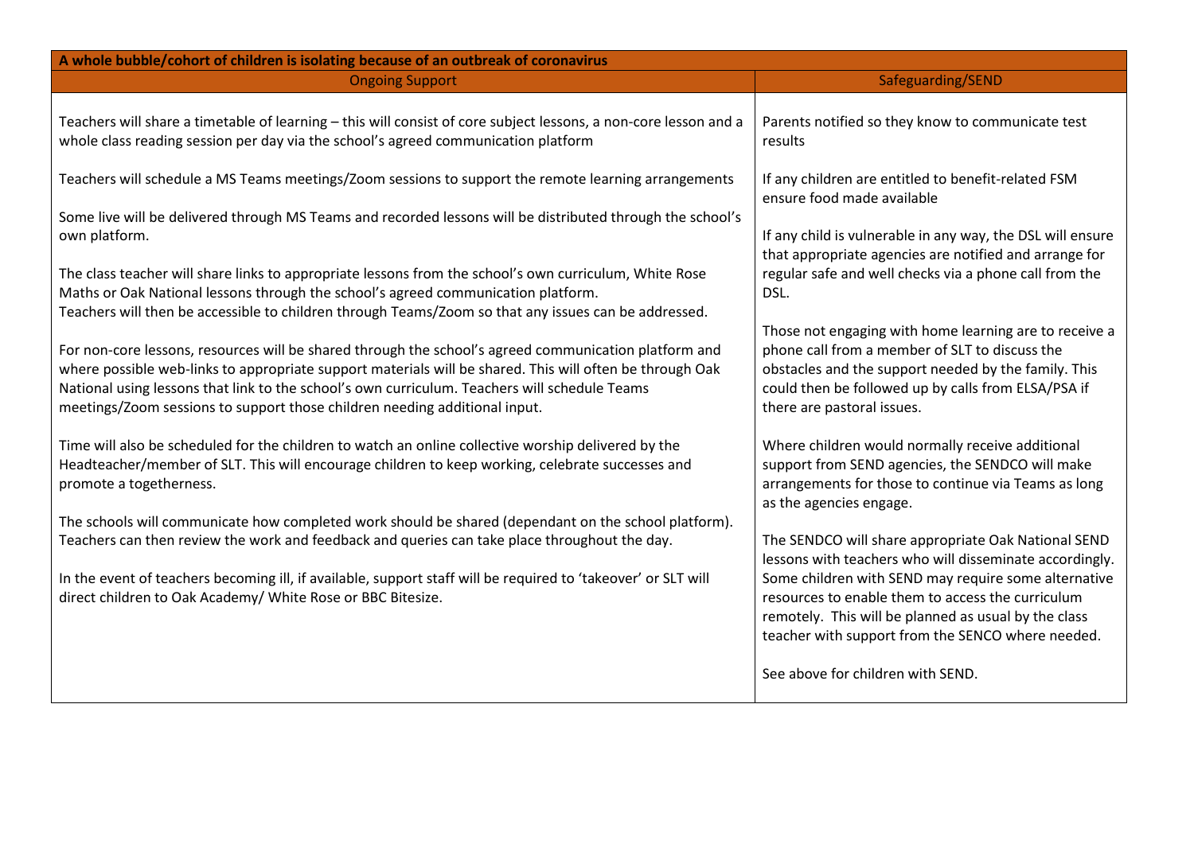| A whole bubble/cohort of children is isolating because of an outbreak of coronavirus | |
|---|---|
| Ongoing Support | Safeguarding/SEND |
| Teachers will share a timetable of learning – this will consist of core subject lessons, a non-core lesson and a whole class reading session per day via the school's agreed communication platform<br><br>Teachers will schedule a MS Teams meetings/Zoom sessions to support the remote learning arrangements<br><br>Some live will be delivered through MS Teams and recorded lessons will be distributed through the school's own platform.<br><br>The class teacher will share links to appropriate lessons from the school's own curriculum, White Rose Maths or Oak National lessons through the school's agreed communication platform.<br>Teachers will then be accessible to children through Teams/Zoom so that any issues can be addressed.<br><br>For non-core lessons, resources will be shared through the school's agreed communication platform and where possible web-links to appropriate support materials will be shared. This will often be through Oak National using lessons that link to the school's own curriculum. Teachers will schedule Teams meetings/Zoom sessions to support those children needing additional input.<br><br>Time will also be scheduled for the children to watch an online collective worship delivered by the Headteacher/member of SLT. This will encourage children to keep working, celebrate successes and promote a togetherness.<br><br>The schools will communicate how completed work should be shared (dependant on the school platform). Teachers can then review the work and feedback and queries can take place throughout the day.<br><br>In the event of teachers becoming ill, if available, support staff will be required to 'takeover' or SLT will direct children to Oak Academy/ White Rose or BBC Bitesize. | Parents notified so they know to communicate test results<br><br>If any children are entitled to benefit-related FSM ensure food made available<br><br>If any child is vulnerable in any way, the DSL will ensure that appropriate agencies are notified and arrange for regular safe and well checks via a phone call from the DSL.<br><br>Those not engaging with home learning are to receive a phone call from a member of SLT to discuss the obstacles and the support needed by the family. This could then be followed up by calls from ELSA/PSA if there are pastoral issues.<br><br>Where children would normally receive additional support from SEND agencies, the SENDCO will make arrangements for those to continue via Teams as long as the agencies engage.<br><br>The SENDCO will share appropriate Oak National SEND lessons with teachers who will disseminate accordingly. Some children with SEND may require some alternative resources to enable them to access the curriculum remotely. This will be planned as usual by the class teacher with support from the SENCO where needed.<br><br>See above for children with SEND. |